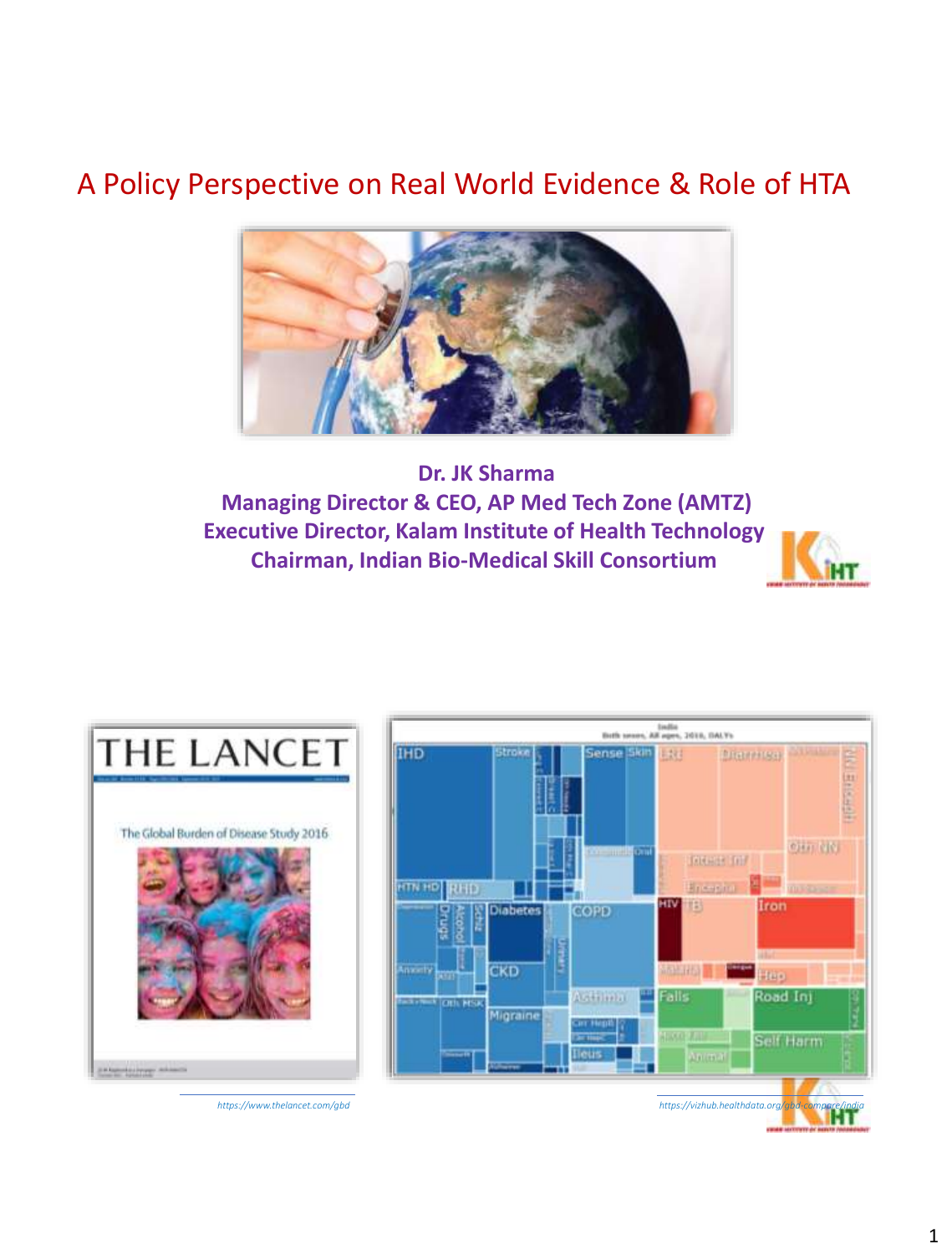# A Policy Perspective on Real World Evidence & Role of HTA

**Dr. JK Sharma**
**Managing Director & CEO, AP Med Tech Zone (AMTZ)**
**Executive Director, Kalam Institute of Health Technology**
**Chairman, Indian Bio-Medical Skill Consortium**

*https://www.thelancet.com/gbd*

*https://vizhub.healthdata.org/gbd-compare/india*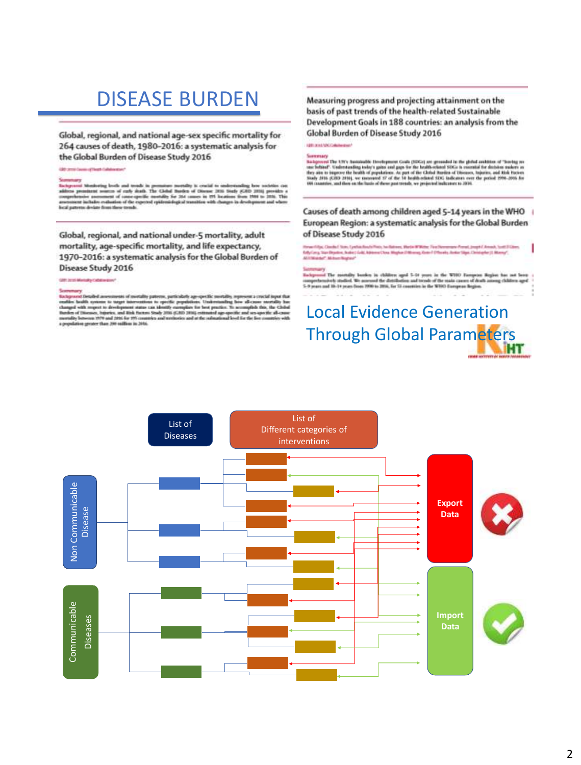# DISEASE BURDEN

Global, regional, and national age-sex specific mortality for 264 causes of death, 1980–2016: a systematic analysis for the Global Burden of Disease Study 2016

Global, regional, and national under-5 mortality, adult mortality, age-specific mortality, and life expectancy, 1970–2016: a systematic analysis for the Global Burden of Disease Study 2016

Measuring progress and projecting attainment on the basis of past trends of the health-related Sustainable Development Goals in 188 countries: an analysis from the Global Burden of Disease Study 2016

Causes of death among children aged 5–14 years in the WHO European Region: a systematic analysis for the Global Burden of Disease Study 2016

## Local Evidence Generation Through Global Parameters

List of Diseases

List of Different categories of interventions

Non Communicable Disease

Communicable Diseases

Export Data

Import Data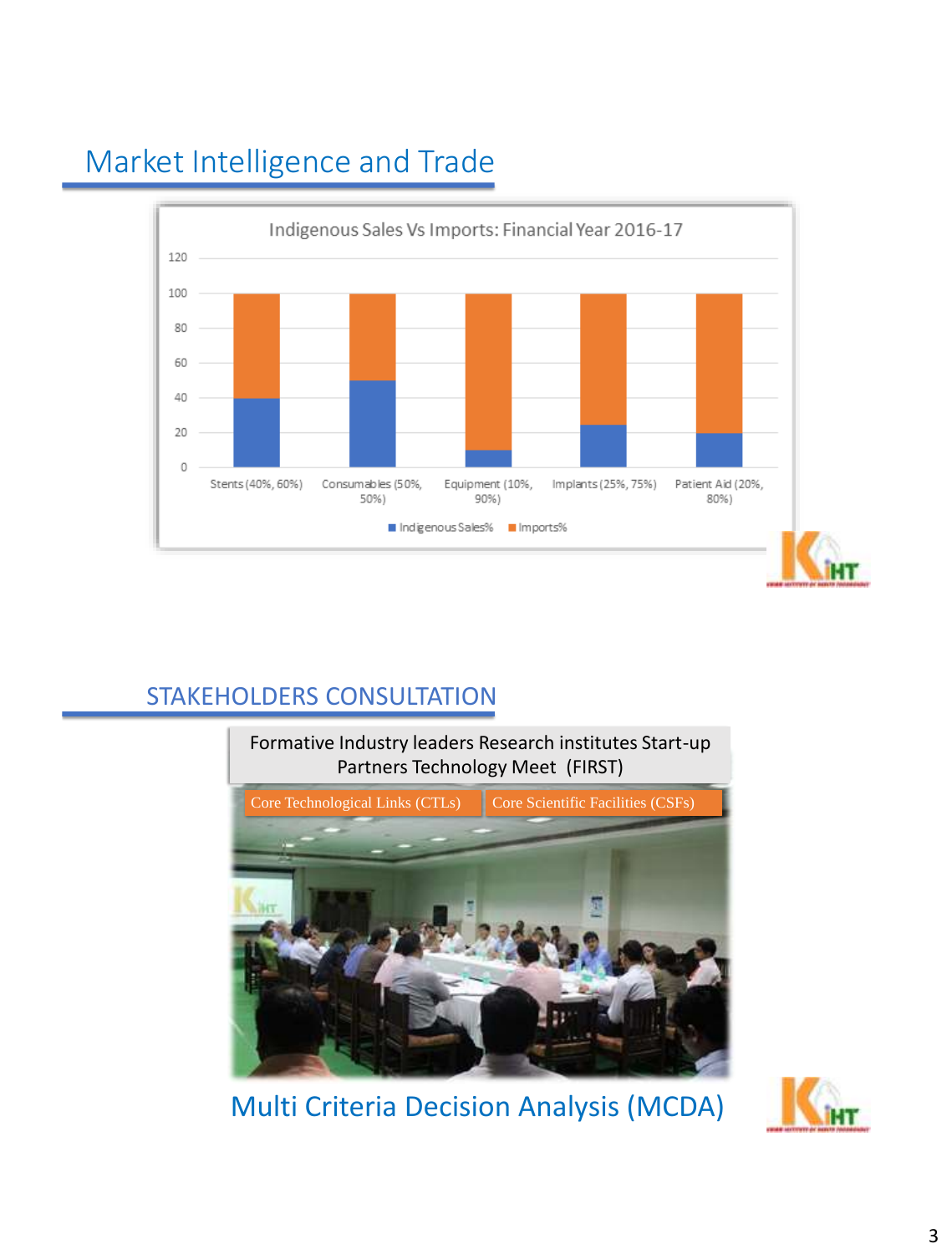# Market Intelligence and Trade

**Indigenous Sales Vs Imports: Financial Year 2016-17**

| Category | Indigenous Sales% | Imports% |
|---|---|---|
| Stents (40%, 60%) | 40 | 60 |
| Consumables (50%, 50%) | 50 | 50 |
| Equipment (10%, 90%) | 10 | 90 |
| Implants (25%, 75%) | 25 | 75 |
| Patient Aid (20%, 80%) | 20 | 80 |

# STAKEHOLDERS CONSULTATION

Formative Industry leaders Research institutes Start-up Partners Technology Meet (FIRST)

Core Technological Links (CTLs)

Core Scientific Facilities (CSFs)

## Multi Criteria Decision Analysis (MCDA)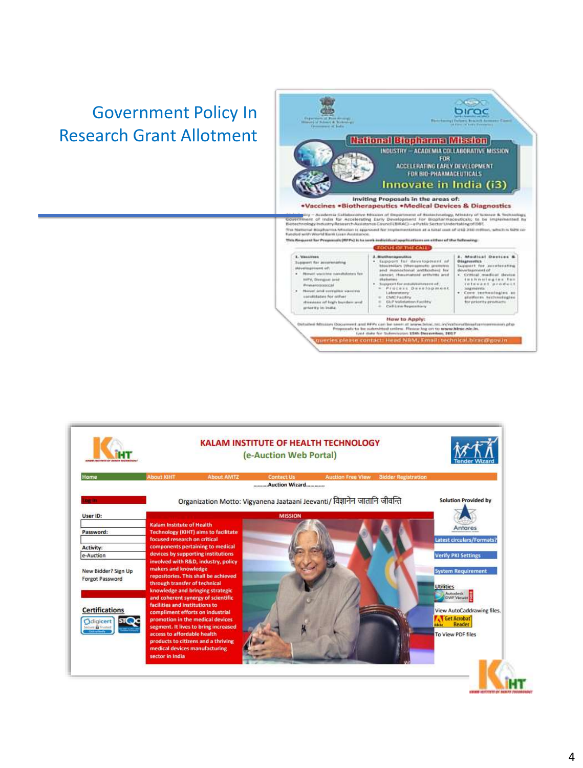# Government Policy In Research Grant Allotment

National Biopharma Mission

INDUSTRY – ACADEMIA COLLABORATIVE MISSION FOR ACCELERATING EARLY DEVELOPMENT FOR BIO-PHARMACEUTICALS

Innovate in India (i3)

Inviting Proposals in the areas of:
•Vaccines •Biotherapeutics •Medical Devices & Diagnostics

How to Apply:

Last date for Submission 15th December, 2017

KALAM INSTITUTE OF HEALTH TECHNOLOGY
(e-Auction Web Portal)

Organization Motto: Vigyanena Jaataani Jeevanti/ विज्ञानेन जातानि जीवन्ति

MISSION

Kalam Institute of Health Technology (KIHT) aims to facilitate focused research on critical components pertaining to medical devices by supporting institutions involved with R&D, industry, policy makers and knowledge repositories. This shall be achieved through transfer of technical knowledge and bringing strategic and coherent synergy of scientific facilities and institutions to compliment efforts on industrial promotion in the medical devices segment. It lives to bring increased access to affordable health products to citizens and a thriving medical devices manufacturing sector in India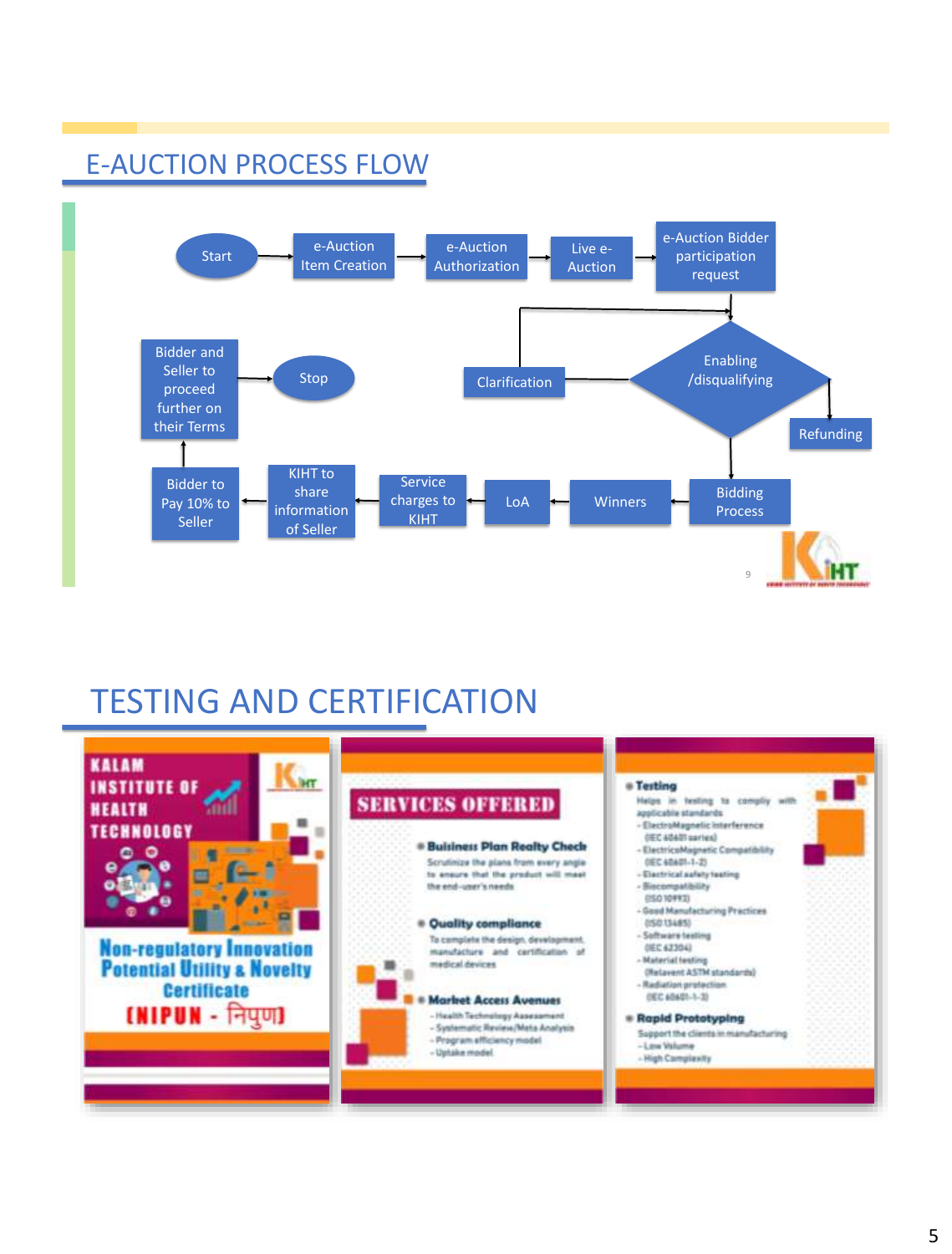## E-AUCTION PROCESS FLOW

Start → e-Auction Item Creation → e-Auction Authorization → Live e-Auction → e-Auction Bidder participation request → Enabling /disqualifying

Enabling /disqualifying → Clarification

Enabling /disqualifying → Refunding

Enabling /disqualifying → Bidding Process → Winners → LoA → Service charges to KIHT → KIHT to share information of Seller → Bidder to Pay 10% to Seller → Bidder and Seller to proceed further on their Terms → Stop

## TESTING AND CERTIFICATION

**KALAM INSTITUTE OF HEALTH TECHNOLOGY**

**Non-regulatory Innovation Potential Utility & Novelty Certificate (NIPUN - निपुण)**

**SERVICES OFFERED**

- **Business Plan Realty Check**
  Scrutinize the plans from every angle to ensure that the product will meet the end-user's needs
- **Quality compliance**
  To complete the design, development, manufacture and certification of medical devices
- **Market Access Avenues**
  - Health Technology Assessment
  - Systematic Review/Meta Analysis
  - Program efficiency model
  - Uptake model

- **Testing**
  Helps in testing to comply with applicable standards
  - ElectroMagnetic interference (IEC 60601 series)
  - ElectricoMagnetic Compatibility (IEC 60601-1-2)
  - Electrical safety testing
  - Biocompatibility (ISO 10993)
  - Good Manufacturing Practices (ISO 13485)
  - Software testing (IEC 62304)
  - Material testing (Relevant ASTM standards)
  - Radiation protection (IEC 60601-1-3)
- **Rapid Prototyping**
  Support the clients in manufacturing
  - Low Volume
  - High Complexity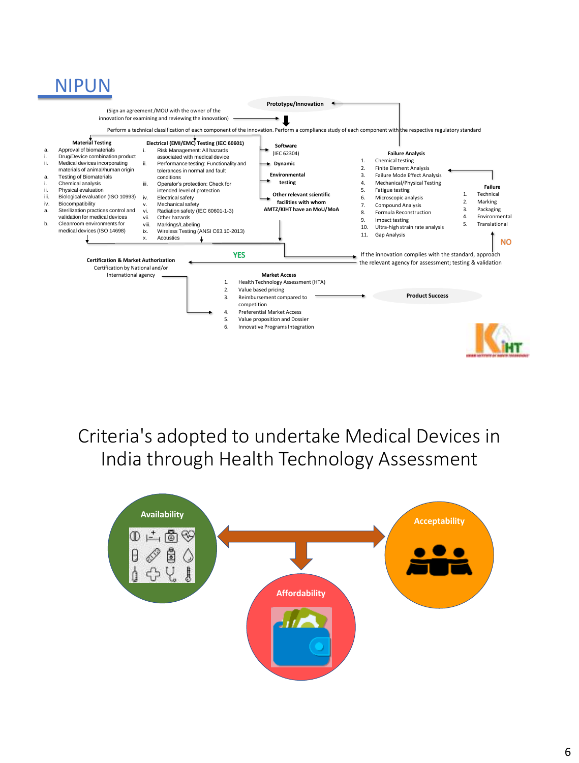# NIPUN

**Prototype/Innovation**

(Sign an agreement /MOU with the owner of the innovation for examining and reviewing the innovation)

Perform a technical classification of each component of the innovation. Perform a compliance study of each component with the respective regulatory standard

**Material Testing**

a. Approval of biomaterials
i. Drug/Device combination product
ii. Medical devices incorporating materials of animal/human origin
a. Testing of Biomaterials
i. Chemical analysis
ii. Physical evaluation
iii. Biological evaluation (ISO 10993)
iv. Biocompatibility
a. Sterilization practices control and validation for medical devices
b. Cleanroom environments for medical devices (ISO 14698)

**Electrical (EMI/EMC) Testing (IEC 60601)**

i. Risk Management: All hazards associated with medical device
ii. Performance testing: Functionality and tolerances in normal and fault conditions
iii. Operator's protection: Check for intended level of protection
iv. Electrical safety
v. Mechanical safety
vi. Radiation safety (IEC 60601-1-3)
vii. Other hazards
viii. Markings/Labeling
ix. Wireless Testing (ANSI C63.10-2013)
x. Acoustics

**Software** (IEC 62304)

**Dynamic**

**Environmental testing**

**Other relevant scientific facilities with whom AMTZ/KIHT have an MoU/MoA**

**Failure Analysis**

1. Chemical testing
2. Finite Element Analysis
3. Failure Mode Effect Analysis
4. Mechanical/Physical Testing
5. Fatigue testing
6. Microscopic analysis
7. Compound Analysis
8. Formula Reconstruction
9. Impact testing
10. Ultra-high strain rate analysis
11. Gap Analysis

**Failure**

1. Technical
2. Marking
3. Packaging
4. Environmental
5. Translational

NO

If the innovation complies with the standard, approach the relevant agency for assessment; testing & validation

YES

**Certification & Market Authorization**

Certification by National and/or International agency

**Market Access**

1. Health Technology Assessment (HTA)
2. Value based pricing
3. Reimbursement compared to competition
4. Preferential Market Access
5. Value proposition and Dossier
6. Innovative Programs Integration

**Product Success**

# Criteria's adopted to undertake Medical Devices in India through Health Technology Assessment

Availability

Acceptability

Affordability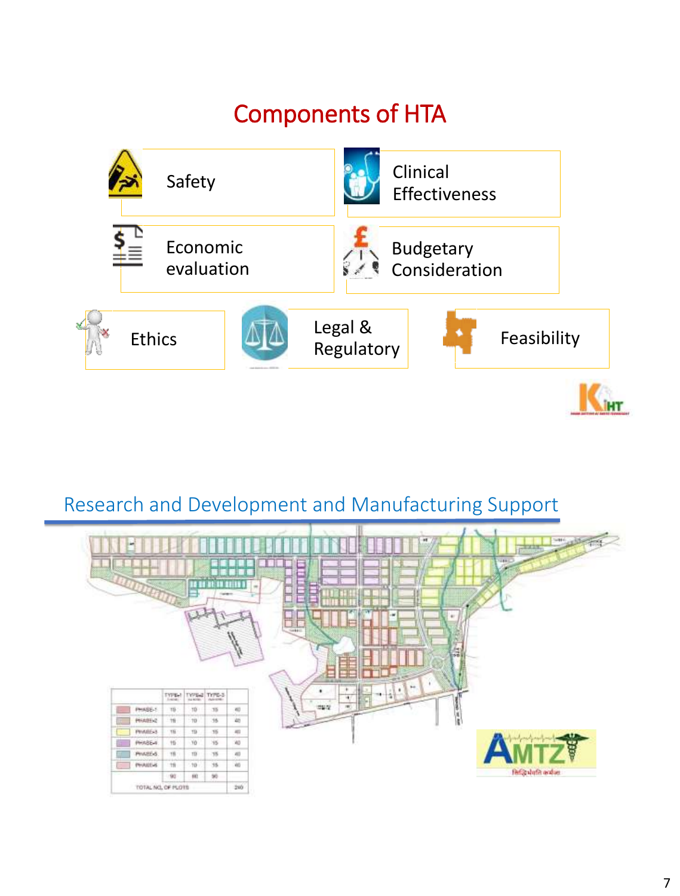## Components of HTA

- Safety
- Clinical Effectiveness
- Economic evaluation
- Budgetary Consideration
- Ethics
- Legal & Regulatory
- Feasibility

## Research and Development and Manufacturing Support

|  | TYPE-1 | TYPE-2 | TYPE-3 |  |
|---|---|---|---|---|
| PHASE-1 | 15 | 10 | 15 | 40 |
| PHASE-2 | 15 | 10 | 15 | 40 |
| PHASE-3 | 15 | 10 | 15 | 40 |
| PHASE-4 | 15 | 10 | 15 | 40 |
| PHASE-5 | 15 | 10 | 15 | 40 |
| PHASE-6 | 15 | 10 | 15 | 40 |
|  | 90 | 60 | 90 |  |
| TOTAL NO. OF PLOTS |  |  |  | 240 |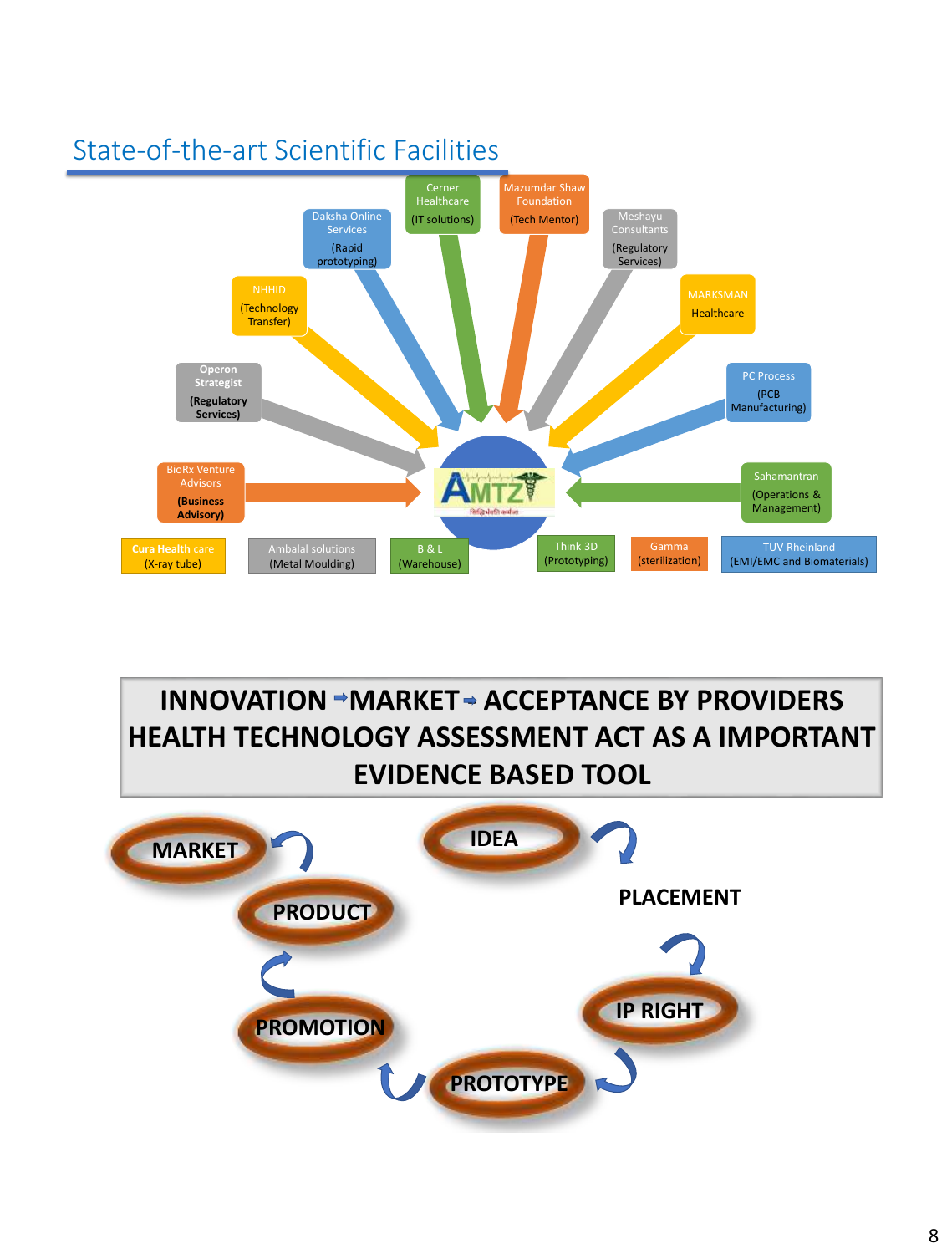## State-of-the-art Scientific Facilities

Cerner Healthcare (IT solutions)

Mazumdar Shaw Foundation (Tech Mentor)

Daksha Online Services (Rapid prototyping)

Meshayu Consultants (Regulatory Services)

NHHID (Technology Transfer)

MARKSMAN Healthcare

Operon Strategist (Regulatory Services)

PC Process (PCB Manufacturing)

BioRx Venture Advisors (Business Advisory)

AMTZ

Sahamantran (Operations & Management)

Cura Health care (X-ray tube)

Ambalal solutions (Metal Moulding)

B & L (Warehouse)

Think 3D (Prototyping)

Gamma (sterilization)

TUV Rheinland (EMI/EMC and Biomaterials)

**INNOVATION ➡ MARKET ➡ ACCEPTANCE BY PROVIDERS HEALTH TECHNOLOGY ASSESSMENT ACT AS A IMPORTANT EVIDENCE BASED TOOL**

IDEA

PLACEMENT

IP RIGHT

PROTOTYPE

PROMOTION

PRODUCT

MARKET